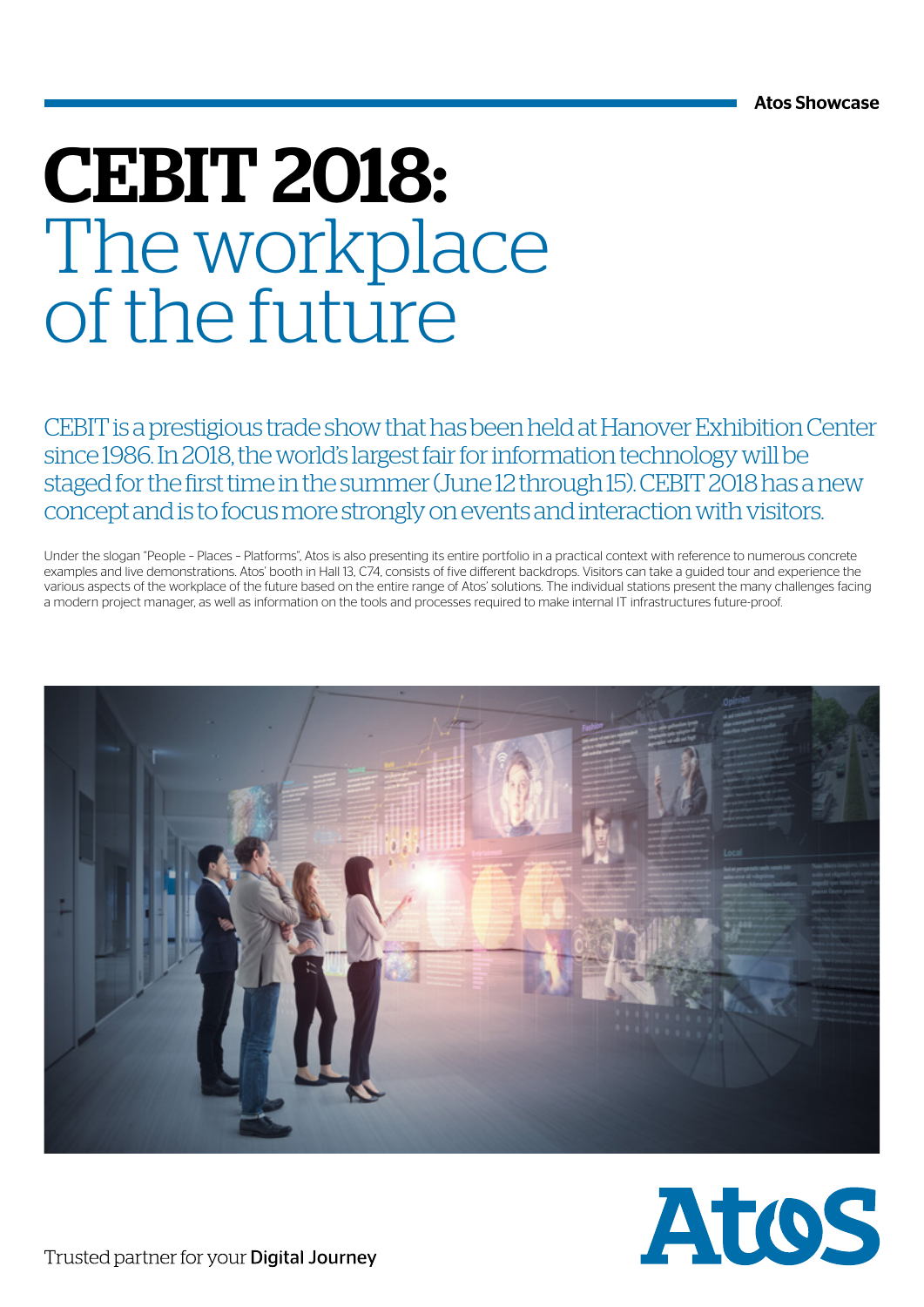Atos Showcase

# CEBIT 2018: The workplace of the future

CEBIT is a prestigious trade show that has been held at Hanover Exhibition Center since 1986. In 2018, the world's largest fair for information technology will be staged for the first time in the summer (June 12 through 15). CEBIT 2018 has a new concept and is to focus more strongly on events and interaction with visitors.

Under the slogan "People – Places – Platforms", Atos is also presenting its entire portfolio in a practical context with reference to numerous concrete examples and live demonstrations. Atos' booth in Hall 13, C74, consists of five different backdrops. Visitors can take a guided tour and experience the various aspects of the workplace of the future based on the entire range of Atos' solutions. The individual stations present the many challenges facing a modern project manager, as well as information on the tools and processes required to make internal IT infrastructures future-proof.

Trusted partner for your **Digital Journey**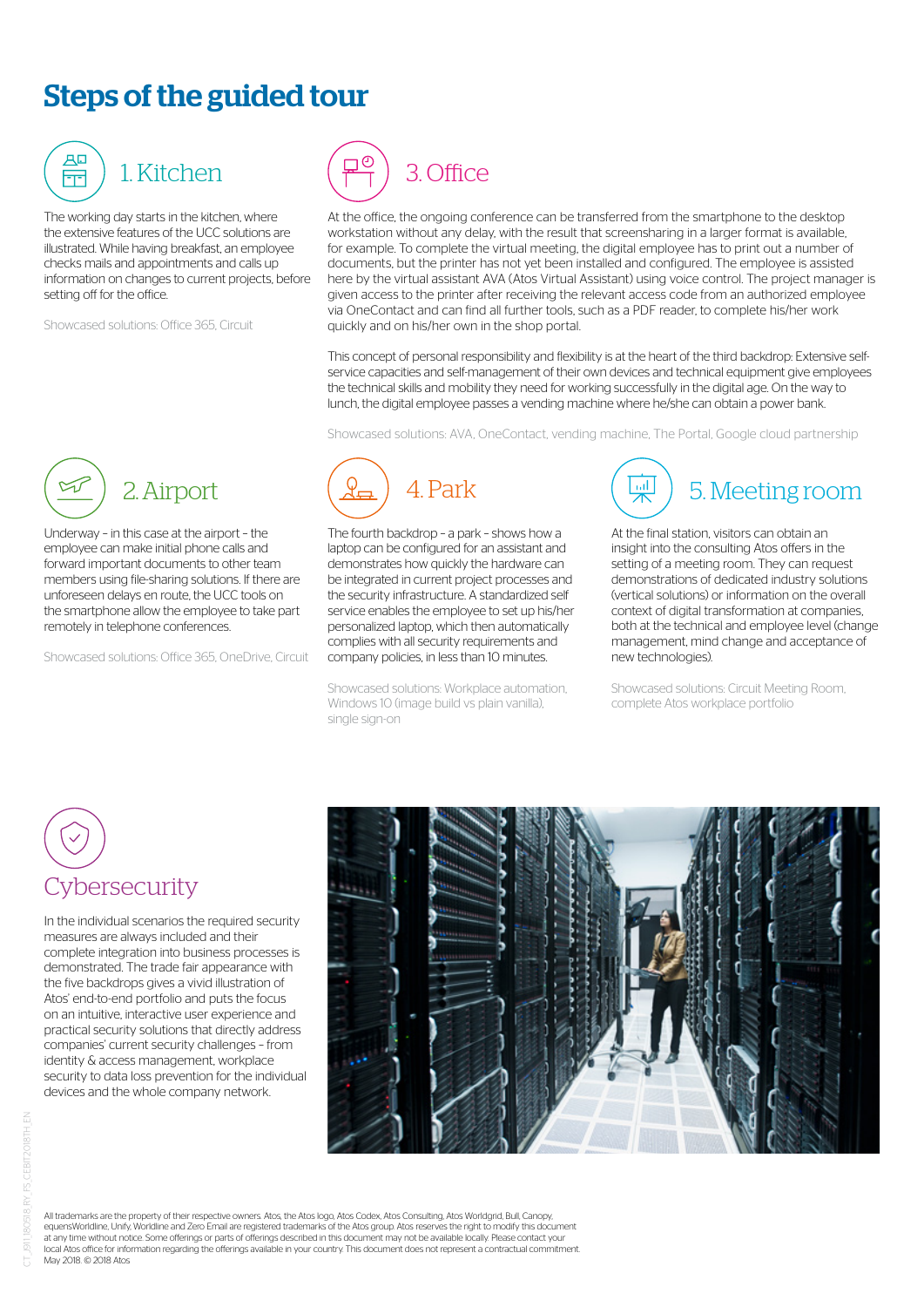# Steps of the guided tour

## 1. Kitchen

The working day starts in the kitchen, where the extensive features of the UCC solutions are illustrated. While having breakfast, an employee checks mails and appointments and calls up information on changes to current projects, before setting off for the office.

Showcased solutions: Office 365, Circuit

## 2. Airport

Underway – in this case at the airport – the employee can make initial phone calls and forward important documents to other team members using file-sharing solutions. If there are unforeseen delays en route, the UCC tools on the smartphone allow the employee to take part remotely in telephone conferences.

Showcased solutions: Office 365, OneDrive, Circuit

## 3. Office

At the office, the ongoing conference can be transferred from the smartphone to the desktop workstation without any delay, with the result that screensharing in a larger format is available, for example. To complete the virtual meeting, the digital employee has to print out a number of documents, but the printer has not yet been installed and configured. The employee is assisted here by the virtual assistant AVA (Atos Virtual Assistant) using voice control. The project manager is given access to the printer after receiving the relevant access code from an authorized employee via OneContact and can find all further tools, such as a PDF reader, to complete his/her work quickly and on his/her own in the shop portal.

This concept of personal responsibility and flexibility is at the heart of the third backdrop: Extensive self-service capacities and self-management of their own devices and technical equipment give employees the technical skills and mobility they need for working successfully in the digital age. On the way to lunch, the digital employee passes a vending machine where he/she can obtain a power bank.

Showcased solutions: AVA, OneContact, vending machine, The Portal, Google cloud partnership

## 4. Park

The fourth backdrop – a park – shows how a laptop can be configured for an assistant and demonstrates how quickly the hardware can be integrated in current project processes and the security infrastructure. A standardized self service enables the employee to set up his/her personalized laptop, which then automatically complies with all security requirements and company policies, in less than 10 minutes.

Showcased solutions: Workplace automation, Windows 10 (image build vs plain vanilla), single sign-on

## 5. Meeting room

At the final station, visitors can obtain an insight into the consulting Atos offers in the setting of a meeting room. They can request demonstrations of dedicated industry solutions (vertical solutions) or information on the overall context of digital transformation at companies, both at the technical and employee level (change management, mind change and acceptance of new technologies).

Showcased solutions: Circuit Meeting Room, complete Atos workplace portfolio

## Cybersecurity

In the individual scenarios the required security measures are always included and their complete integration into business processes is demonstrated. The trade fair appearance with the five backdrops gives a vivid illustration of Atos' end-to-end portfolio and puts the focus on an intuitive, interactive user experience and practical security solutions that directly address companies' current security challenges – from identity & access management, workplace security to data loss prevention for the individual devices and the whole company network.

All trademarks are the property of their respective owners. Atos, the Atos logo, Atos Codex, Atos Consulting, Atos Worldgrid, Bull, Canopy, equensWorldline, Unify, Worldline and Zero Email are registered trademarks of the Atos group. Atos reserves the right to modify this document at any time without notice. Some offerings or parts of offerings described in this document may not be available locally. Please contact your local Atos office for information regarding the offerings available in your country. This document does not represent a contractual commitment. May 2018. © 2018 Atos

CT_J911_180518_RY_FS_CEBIT2018TH_EN